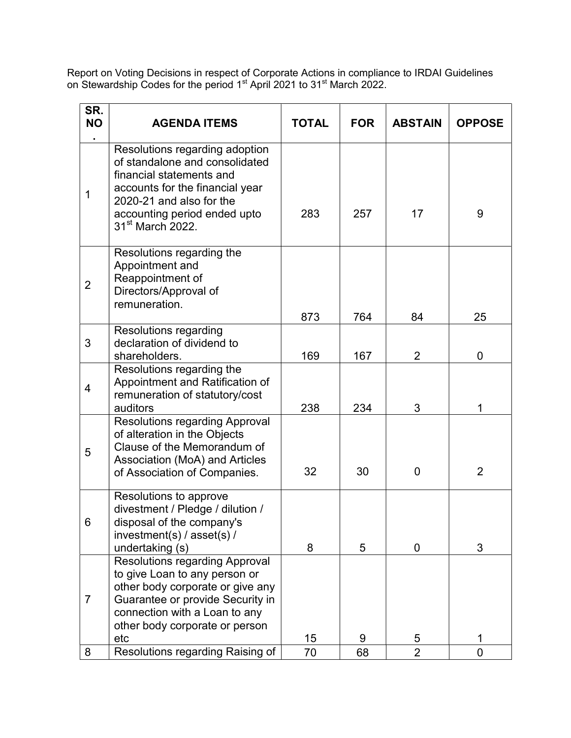Report on Voting Decisions in respect of Corporate Actions in compliance to IRDAI Guidelines on Stewardship Codes for the period 1st April 2021 to 31st March 2022.

| SR. NO. | AGENDA ITEMS | TOTAL | FOR | ABSTAIN | OPPOSE |
|---|---|---|---|---|---|
| 1 | Resolutions regarding adoption of standalone and consolidated financial statements and accounts for the financial year 2020-21 and also for the accounting period ended upto 31st March 2022. | 283 | 257 | 17 | 9 |
| 2 | Resolutions regarding the Appointment and Reappointment of Directors/Approval of remuneration. | 873 | 764 | 84 | 25 |
| 3 | Resolutions regarding declaration of dividend to shareholders. | 169 | 167 | 2 | 0 |
| 4 | Resolutions regarding the Appointment and Ratification of remuneration of statutory/cost auditors | 238 | 234 | 3 | 1 |
| 5 | Resolutions regarding Approval of alteration in the Objects Clause of the Memorandum of Association (MoA) and Articles of Association of Companies. | 32 | 30 | 0 | 2 |
| 6 | Resolutions to approve divestment / Pledge / dilution / disposal of the company's investment(s) / asset(s) / undertaking (s) | 8 | 5 | 0 | 3 |
| 7 | Resolutions regarding Approval to give Loan to any person or other body corporate or give any Guarantee or provide Security in connection with a Loan to any other body corporate or person etc | 15 | 9 | 5 | 1 |
| 8 | Resolutions regarding Raising of | 70 | 68 | 2 | 0 |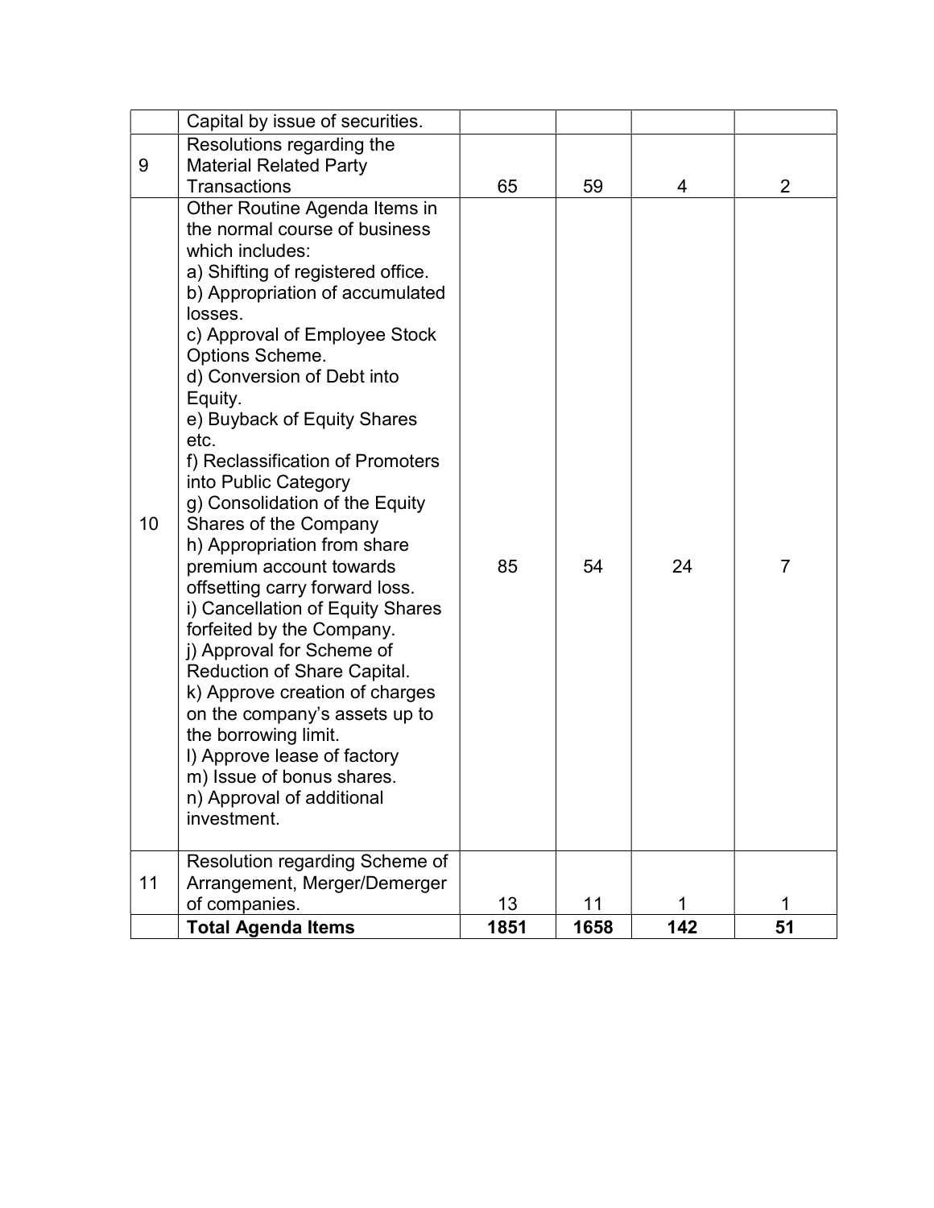| | | | | | |
|---|---|---|---|---|---|
| | Capital by issue of securities. | | | | |
| 9 | Resolutions regarding the Material Related Party Transactions | 65 | 59 | 4 | 2 |
| 10 | Other Routine Agenda Items in the normal course of business which includes:<br>a) Shifting of registered office.<br>b) Appropriation of accumulated losses.<br>c) Approval of Employee Stock Options Scheme.<br>d) Conversion of Debt into Equity.<br>e) Buyback of Equity Shares etc.<br>f) Reclassification of Promoters into Public Category<br>g) Consolidation of the Equity Shares of the Company<br>h) Appropriation from share premium account towards offsetting carry forward loss.<br>i) Cancellation of Equity Shares forfeited by the Company.<br>j) Approval for Scheme of Reduction of Share Capital.<br>k) Approve creation of charges on the company's assets up to the borrowing limit.<br>l) Approve lease of factory<br>m) Issue of bonus shares.<br>n) Approval of additional investment. | 85 | 54 | 24 | 7 |
| 11 | Resolution regarding Scheme of Arrangement, Merger/Demerger of companies. | 13 | 11 | 1 | 1 |
| | **Total Agenda Items** | **1851** | **1658** | **142** | **51** |